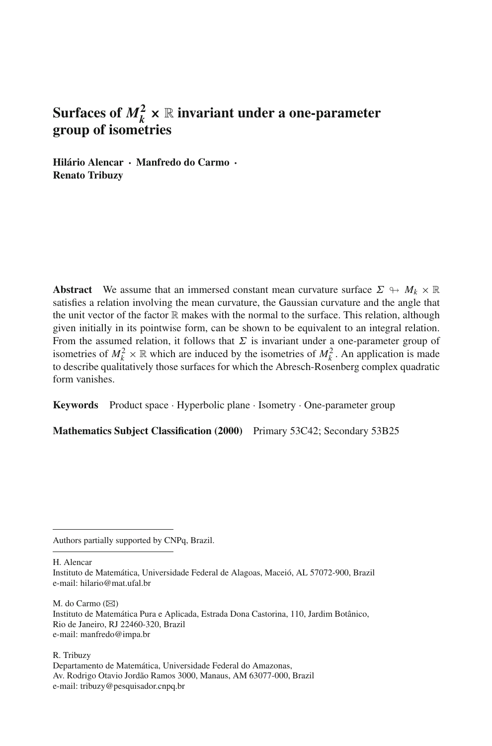# Surfaces of $M_k^2 \times \mathbb{R}$ invariant under a one-parameter group of isometries

**Hilário Alencar · Manfredo do Carmo · Renato Tribuzy**

**Abstract** We assume that an immersed constant mean curvature surface $\Sigma \looparrowright M_k \times \mathbb{R}$ satisfies a relation involving the mean curvature, the Gaussian curvature and the angle that the unit vector of the factor $\mathbb{R}$ makes with the normal to the surface. This relation, although given initially in its pointwise form, can be shown to be equivalent to an integral relation. From the assumed relation, it follows that $\Sigma$ is invariant under a one-parameter group of isometries of $M_k^2 \times \mathbb{R}$ which are induced by the isometries of $M_k^2$. An application is made to describe qualitatively those surfaces for which the Abresch-Rosenberg complex quadratic form vanishes.

**Keywords** Product space · Hyperbolic plane · Isometry · One-parameter group

**Mathematics Subject Classification (2000)** Primary 53C42; Secondary 53B25

---

Authors partially supported by CNPq, Brazil.

---

H. Alencar
Instituto de Matemática, Universidade Federal de Alagoas, Maceió, AL 57072-900, Brazil
e-mail: hilario@mat.ufal.br

M. do Carmo (✉)
Instituto de Matemática Pura e Aplicada, Estrada Dona Castorina, 110, Jardim Botânico, Rio de Janeiro, RJ 22460-320, Brazil
e-mail: manfredo@impa.br

R. Tribuzy
Departamento de Matemática, Universidade Federal do Amazonas, Av. Rodrigo Otavio Jordão Ramos 3000, Manaus, AM 63077-000, Brazil
e-mail: tribuzy@pesquisador.cnpq.br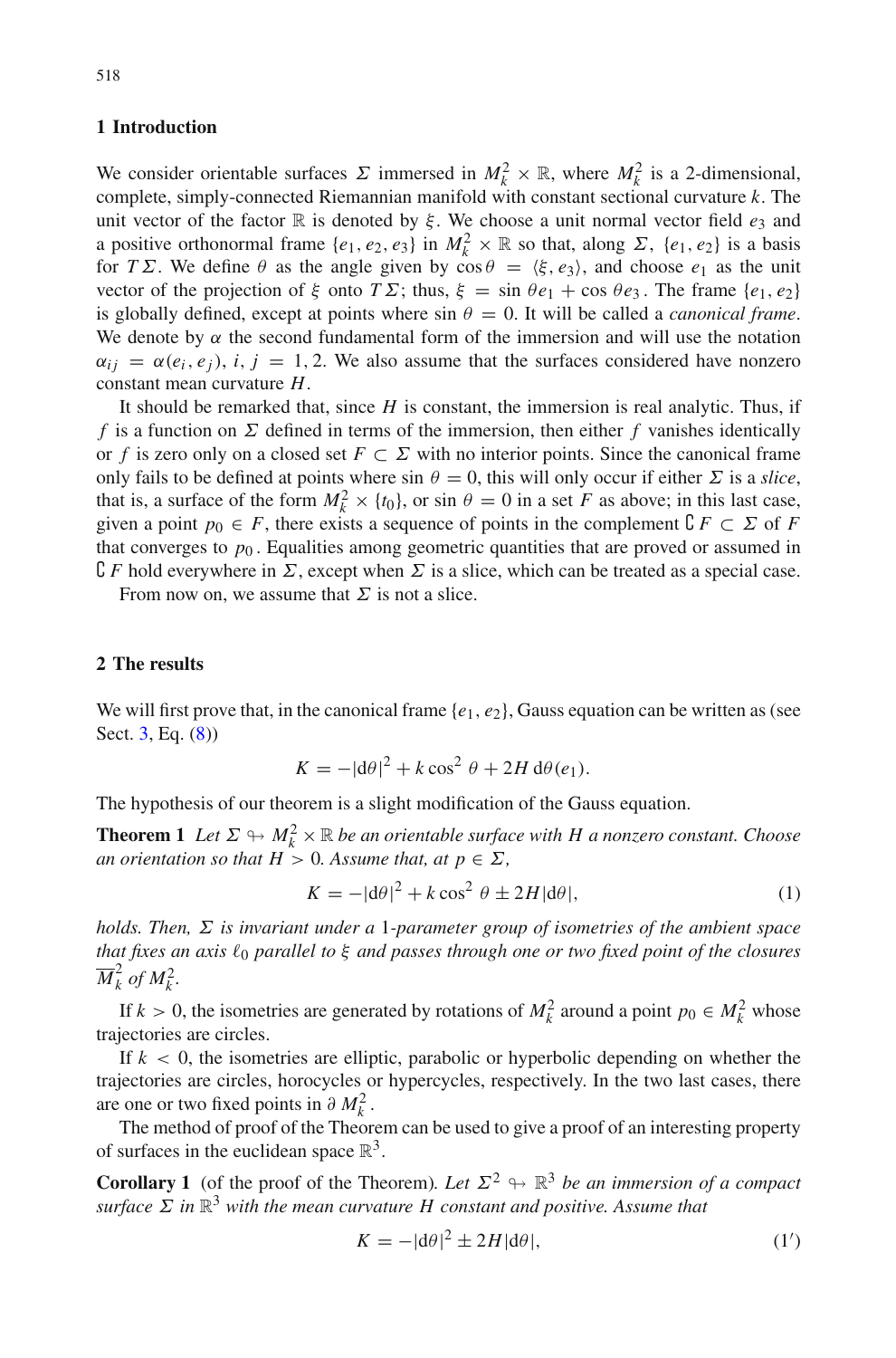## 1 Introduction

We consider orientable surfaces $\Sigma$ immersed in $M_k^2 \times \mathbb{R}$, where $M_k^2$ is a 2-dimensional, complete, simply-connected Riemannian manifold with constant sectional curvature $k$. The unit vector of the factor $\mathbb{R}$ is denoted by $\xi$. We choose a unit normal vector field $e_3$ and a positive orthonormal frame $\{e_1, e_2, e_3\}$ in $M_k^2 \times \mathbb{R}$ so that, along $\Sigma$, $\{e_1, e_2\}$ is a basis for $T\Sigma$. We define $\theta$ as the angle given by $\cos\theta = \langle \xi, e_3 \rangle$, and choose $e_1$ as the unit vector of the projection of $\xi$ onto $T\Sigma$; thus, $\xi = \sin\theta e_1 + \cos\theta e_3$. The frame $\{e_1, e_2\}$ is globally defined, except at points where $\sin\theta = 0$. It will be called a *canonical frame*. We denote by $\alpha$ the second fundamental form of the immersion and will use the notation $\alpha_{ij} = \alpha(e_i, e_j)$, $i, j = 1, 2$. We also assume that the surfaces considered have nonzero constant mean curvature $H$.

It should be remarked that, since $H$ is constant, the immersion is real analytic. Thus, if $f$ is a function on $\Sigma$ defined in terms of the immersion, then either $f$ vanishes identically or $f$ is zero only on a closed set $F \subset \Sigma$ with no interior points. Since the canonical frame only fails to be defined at points where $\sin\theta = 0$, this will only occur if either $\Sigma$ is a *slice*, that is, a surface of the form $M_k^2 \times \{t_0\}$, or $\sin\theta = 0$ in a set $F$ as above; in this last case, given a point $p_0 \in F$, there exists a sequence of points in the complement $\complement F \subset \Sigma$ of $F$ that converges to $p_0$. Equalities among geometric quantities that are proved or assumed in $\complement F$ hold everywhere in $\Sigma$, except when $\Sigma$ is a slice, which can be treated as a special case.

From now on, we assume that $\Sigma$ is not a slice.

## 2 The results

We will first prove that, in the canonical frame $\{e_1, e_2\}$, Gauss equation can be written as (see Sect. 3, Eq. (8))

$$K = -|\mathrm{d}\theta|^2 + k\cos^2\theta + 2H\,\mathrm{d}\theta(e_1).$$

The hypothesis of our theorem is a slight modification of the Gauss equation.

**Theorem 1** *Let $\Sigma \looparrowright M_k^2 \times \mathbb{R}$ be an orientable surface with $H$ a nonzero constant. Choose an orientation so that $H > 0$. Assume that, at $p \in \Sigma$,*

$$K = -|\mathrm{d}\theta|^2 + k\cos^2\theta \pm 2H|\mathrm{d}\theta|, \tag{1}$$

*holds. Then, $\Sigma$ is invariant under a 1-parameter group of isometries of the ambient space that fixes an axis $\ell_0$ parallel to $\xi$ and passes through one or two fixed point of the closures $\overline{M}_k^2$ of $M_k^2$.*

If $k > 0$, the isometries are generated by rotations of $M_k^2$ around a point $p_0 \in M_k^2$ whose trajectories are circles.

If $k < 0$, the isometries are elliptic, parabolic or hyperbolic depending on whether the trajectories are circles, horocycles or hypercycles, respectively. In the two last cases, there are one or two fixed points in $\partial M_k^2$.

The method of proof of the Theorem can be used to give a proof of an interesting property of surfaces in the euclidean space $\mathbb{R}^3$.

**Corollary 1** (of the proof of the Theorem). *Let $\Sigma^2 \looparrowright \mathbb{R}^3$ be an immersion of a compact surface $\Sigma$ in $\mathbb{R}^3$ with the mean curvature $H$ constant and positive. Assume that*

$$K = -|\mathrm{d}\theta|^2 \pm 2H|\mathrm{d}\theta|, \tag{1'}$$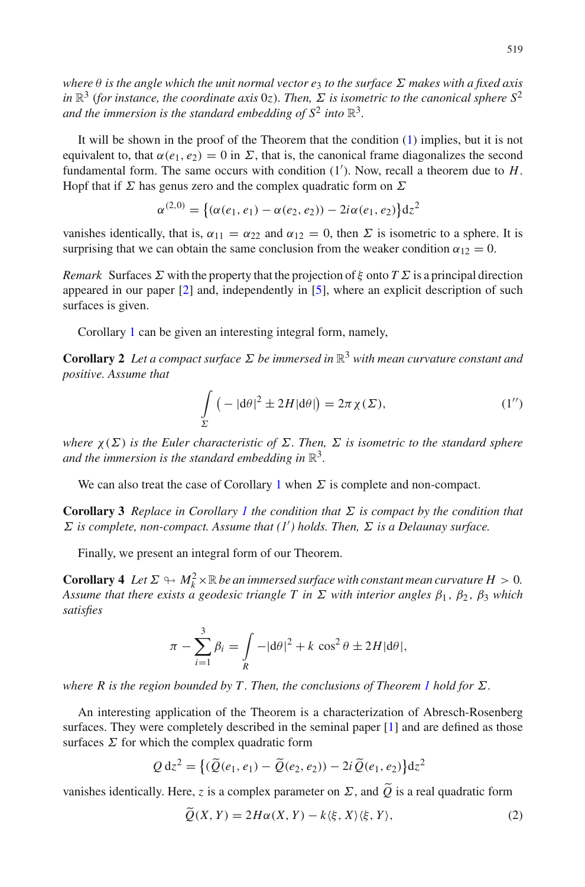*where $\theta$ is the angle which the unit normal vector $e_3$ to the surface $\Sigma$ makes with a fixed axis in $\mathbb{R}^3$ (for instance, the coordinate axis $0z$). Then, $\Sigma$ is isometric to the canonical sphere $S^2$ and the immersion is the standard embedding of $S^2$ into $\mathbb{R}^3$.*

It will be shown in the proof of the Theorem that the condition (1) implies, but it is not equivalent to, that $\alpha(e_1, e_2) = 0$ in $\Sigma$, that is, the canonical frame diagonalizes the second fundamental form. The same occurs with condition (1′). Now, recall a theorem due to $H$. Hopf that if $\Sigma$ has genus zero and the complex quadratic form on $\Sigma$

$$\alpha^{(2,0)} = \big\{(\alpha(e_1, e_1) - \alpha(e_2, e_2)) - 2i\alpha(e_1, e_2)\big\}\mathrm{d}z^2$$

vanishes identically, that is, $\alpha_{11} = \alpha_{22}$ and $\alpha_{12} = 0$, then $\Sigma$ is isometric to a sphere. It is surprising that we can obtain the same conclusion from the weaker condition $\alpha_{12} = 0$.

*Remark* Surfaces $\Sigma$ with the property that the projection of $\xi$ onto $T\Sigma$ is a principal direction appeared in our paper [2] and, independently in [5], where an explicit description of such surfaces is given.

Corollary 1 can be given an interesting integral form, namely,

**Corollary 2** *Let a compact surface $\Sigma$ be immersed in $\mathbb{R}^3$ with mean curvature constant and positive. Assume that*

$$\int_{\Sigma} \big( - |\mathrm{d}\theta|^2 \pm 2H|\mathrm{d}\theta|\big) = 2\pi\chi(\Sigma), \tag{1''}$$

*where $\chi(\Sigma)$ is the Euler characteristic of $\Sigma$. Then, $\Sigma$ is isometric to the standard sphere and the immersion is the standard embedding in $\mathbb{R}^3$.*

We can also treat the case of Corollary 1 when $\Sigma$ is complete and non-compact.

**Corollary 3** *Replace in Corollary 1 the condition that $\Sigma$ is compact by the condition that $\Sigma$ is complete, non-compact. Assume that (1′) holds. Then, $\Sigma$ is a Delaunay surface.*

Finally, we present an integral form of our Theorem.

**Corollary 4** *Let $\Sigma \looparrowright M_k^2 \times \mathbb{R}$ be an immersed surface with constant mean curvature $H > 0$. Assume that there exists a geodesic triangle $T$ in $\Sigma$ with interior angles $\beta_1$, $\beta_2$, $\beta_3$ which satisfies*

$$\pi - \sum_{i=1}^{3} \beta_i = \int_R -|\mathrm{d}\theta|^2 + k\,\cos^2\theta \pm 2H|\mathrm{d}\theta|,$$

*where $R$ is the region bounded by $T$. Then, the conclusions of Theorem 1 hold for $\Sigma$.*

An interesting application of the Theorem is a characterization of Abresch-Rosenberg surfaces. They were completely described in the seminal paper [1] and are defined as those surfaces $\Sigma$ for which the complex quadratic form

$$Q\,\mathrm{d}z^2 = \big\{(\widetilde{Q}(e_1, e_1) - \widetilde{Q}(e_2, e_2)) - 2i\,\widetilde{Q}(e_1, e_2)\big\}\mathrm{d}z^2$$

vanishes identically. Here, $z$ is a complex parameter on $\Sigma$, and $\widetilde{Q}$ is a real quadratic form

$$\widetilde{Q}(X, Y) = 2H\alpha(X, Y) - k\langle \xi, X\rangle\langle \xi, Y\rangle, \tag{2}$$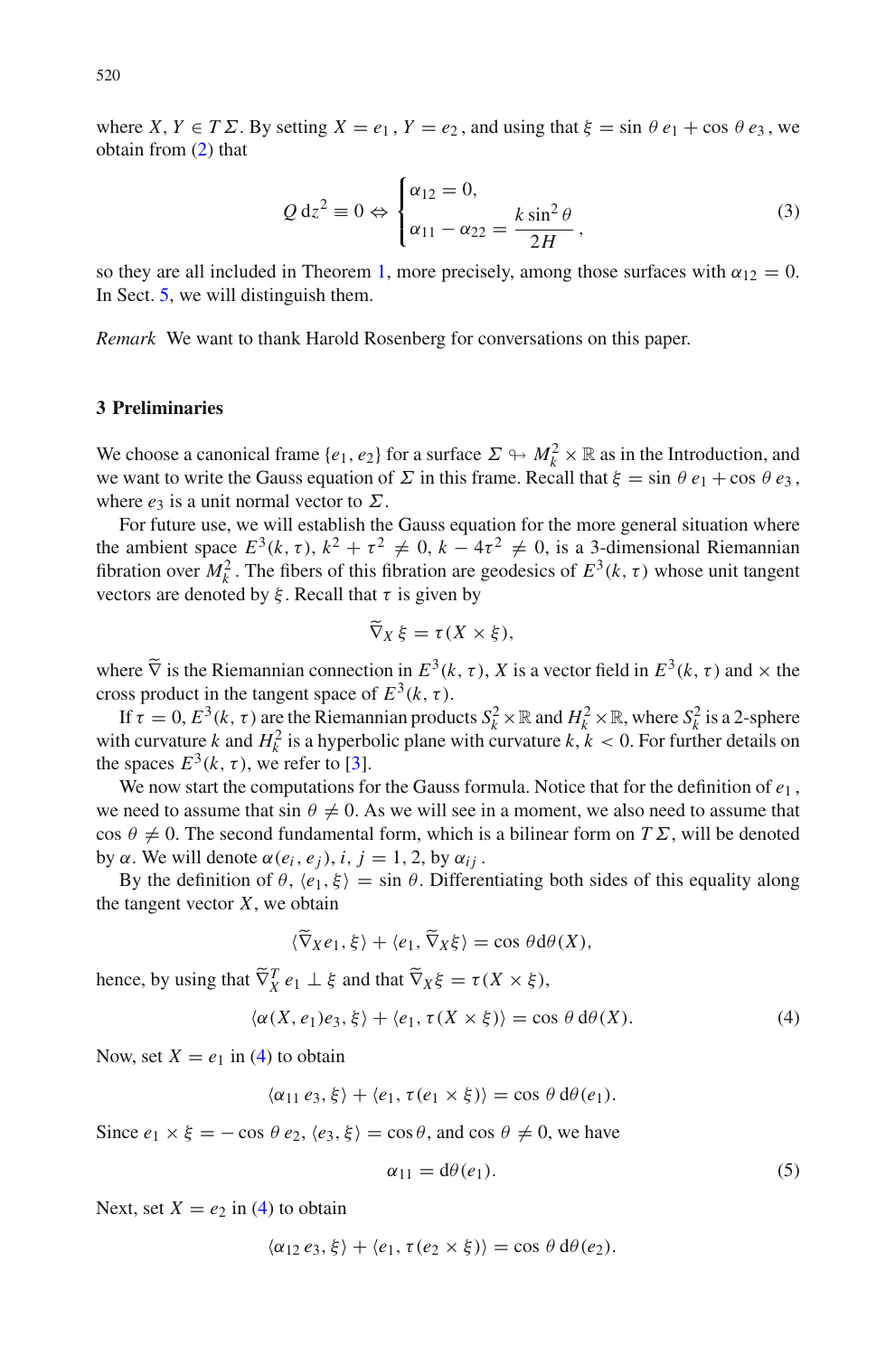where $X, Y \in T\Sigma$. By setting $X = e_1$, $Y = e_2$, and using that $\xi = \sin\theta\, e_1 + \cos\theta\, e_3$, we obtain from (2) that

$$Q\,\mathrm{d}z^2 \equiv 0 \Leftrightarrow \begin{cases} \alpha_{12} = 0, \\ \alpha_{11} - \alpha_{22} = \dfrac{k\sin^2\theta}{2H}, \end{cases} \tag{3}$$

so they are all included in Theorem 1, more precisely, among those surfaces with $\alpha_{12} = 0$. In Sect. 5, we will distinguish them.

*Remark* We want to thank Harold Rosenberg for conversations on this paper.

## 3 Preliminaries

We choose a canonical frame $\{e_1, e_2\}$ for a surface $\Sigma \looparrowright M_k^2 \times \mathbb{R}$ as in the Introduction, and we want to write the Gauss equation of $\Sigma$ in this frame. Recall that $\xi = \sin\theta\, e_1 + \cos\theta\, e_3$, where $e_3$ is a unit normal vector to $\Sigma$.

For future use, we will establish the Gauss equation for the more general situation where the ambient space $E^3(k, \tau)$, $k^2 + \tau^2 \neq 0$, $k - 4\tau^2 \neq 0$, is a 3-dimensional Riemannian fibration over $M_k^2$. The fibers of this fibration are geodesics of $E^3(k, \tau)$ whose unit tangent vectors are denoted by $\xi$. Recall that $\tau$ is given by

$$\widetilde{\nabla}_X\, \xi = \tau(X \times \xi),$$

where $\widetilde{\nabla}$ is the Riemannian connection in $E^3(k, \tau)$, $X$ is a vector field in $E^3(k, \tau)$ and $\times$ the cross product in the tangent space of $E^3(k, \tau)$.

If $\tau = 0$, $E^3(k, \tau)$ are the Riemannian products $S_k^2 \times \mathbb{R}$ and $H_k^2 \times \mathbb{R}$, where $S_k^2$ is a 2-sphere with curvature $k$ and $H_k^2$ is a hyperbolic plane with curvature $k$, $k < 0$. For further details on the spaces $E^3(k, \tau)$, we refer to [3].

We now start the computations for the Gauss formula. Notice that for the definition of $e_1$, we need to assume that $\sin\theta \neq 0$. As we will see in a moment, we also need to assume that $\cos\theta \neq 0$. The second fundamental form, which is a bilinear form on $T\Sigma$, will be denoted by $\alpha$. We will denote $\alpha(e_i, e_j)$, $i, j = 1, 2$, by $\alpha_{ij}$.

By the definition of $\theta$, $\langle e_1, \xi\rangle = \sin\theta$. Differentiating both sides of this equality along the tangent vector $X$, we obtain

$$\langle \widetilde{\nabla}_X e_1, \xi\rangle + \langle e_1, \widetilde{\nabla}_X \xi\rangle = \cos\theta \mathrm{d}\theta(X),$$

hence, by using that $\widetilde{\nabla}_X^T e_1 \perp \xi$ and that $\widetilde{\nabla}_X \xi = \tau(X \times \xi)$,

$$\langle \alpha(X, e_1)e_3, \xi\rangle + \langle e_1, \tau(X \times \xi)\rangle = \cos\theta\, \mathrm{d}\theta(X). \tag{4}$$

Now, set $X = e_1$ in (4) to obtain

$$\langle \alpha_{11}\, e_3, \xi\rangle + \langle e_1, \tau(e_1 \times \xi)\rangle = \cos\theta\, \mathrm{d}\theta(e_1).$$

Since $e_1 \times \xi = -\cos\theta\, e_2$, $\langle e_3, \xi\rangle = \cos\theta$, and $\cos\theta \neq 0$, we have

$$\alpha_{11} = \mathrm{d}\theta(e_1). \tag{5}$$

Next, set $X = e_2$ in (4) to obtain

$$\langle \alpha_{12}\, e_3, \xi\rangle + \langle e_1, \tau(e_2 \times \xi)\rangle = \cos\theta\, \mathrm{d}\theta(e_2).$$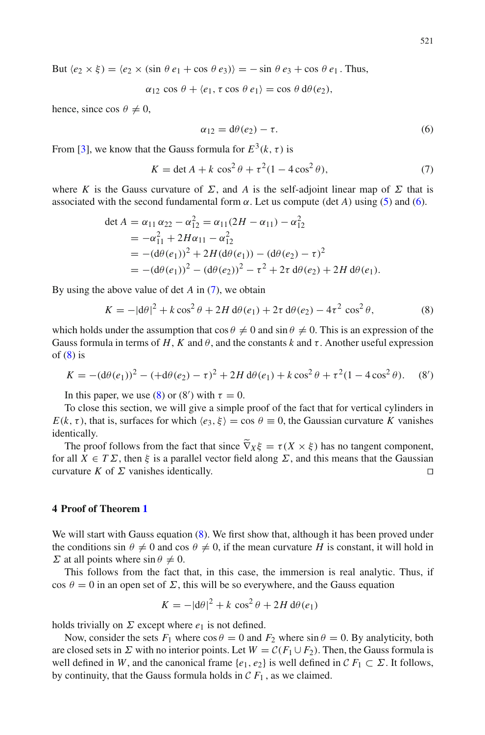But $\langle e_2 \times \xi) = \langle e_2 \times (\sin\theta\, e_1 + \cos\theta\, e_3)\rangle = -\sin\theta\, e_3 + \cos\theta\, e_1$. Thus,

$$\alpha_{12}\cos\theta + \langle e_1, \tau\cos\theta\, e_1\rangle = \cos\theta\, \mathrm{d}\theta(e_2),$$

hence, since $\cos\theta \neq 0$,

$$\alpha_{12} = \mathrm{d}\theta(e_2) - \tau. \tag{6}$$

From [3], we know that the Gauss formula for $E^3(k,\tau)$ is

$$K = \det A + k\cos^2\theta + \tau^2(1 - 4\cos^2\theta), \tag{7}$$

where $K$ is the Gauss curvature of $\Sigma$, and $A$ is the self-adjoint linear map of $\Sigma$ that is associated with the second fundamental form $\alpha$. Let us compute $(\det A)$ using (5) and (6).

$$\begin{aligned}
\det A &= \alpha_{11}\alpha_{22} - \alpha_{12}^2 = \alpha_{11}(2H - \alpha_{11}) - \alpha_{12}^2\\
&= -\alpha_{11}^2 + 2H\alpha_{11} - \alpha_{12}^2\\
&= -(\mathrm{d}\theta(e_1))^2 + 2H(\mathrm{d}\theta(e_1)) - (\mathrm{d}\theta(e_2) - \tau)^2\\
&= -(\mathrm{d}\theta(e_1))^2 - (\mathrm{d}\theta(e_2))^2 - \tau^2 + 2\tau\,\mathrm{d}\theta(e_2) + 2H\,\mathrm{d}\theta(e_1).
\end{aligned}$$

By using the above value of $\det A$ in (7), we obtain

$$K = -|\mathrm{d}\theta|^2 + k\cos^2\theta + 2H\,\mathrm{d}\theta(e_1) + 2\tau\,\mathrm{d}\theta(e_2) - 4\tau^2\cos^2\theta, \tag{8}$$

which holds under the assumption that $\cos\theta \neq 0$ and $\sin\theta \neq 0$. This is an expression of the Gauss formula in terms of $H$, $K$ and $\theta$, and the constants $k$ and $\tau$. Another useful expression of (8) is

$$K = -(\mathrm{d}\theta(e_1))^2 - (+\mathrm{d}\theta(e_2) - \tau)^2 + 2H\,\mathrm{d}\theta(e_1) + k\cos^2\theta + \tau^2(1 - 4\cos^2\theta). \tag{8'}$$

In this paper, we use (8) or (8′) with $\tau = 0$.

To close this section, we will give a simple proof of the fact that for vertical cylinders in $E(k,\tau)$, that is, surfaces for which $\langle e_3, \xi\rangle = \cos\theta \equiv 0$, the Gaussian curvature $K$ vanishes identically.

The proof follows from the fact that since $\widetilde{\nabla}_X\xi = \tau(X \times \xi)$ has no tangent component, for all $X \in T\Sigma$, then $\xi$ is a parallel vector field along $\Sigma$, and this means that the Gaussian curvature $K$ of $\Sigma$ vanishes identically. □

## 4 Proof of Theorem 1

We will start with Gauss equation (8). We first show that, although it has been proved under the conditions $\sin\theta \neq 0$ and $\cos\theta \neq 0$, if the mean curvature $H$ is constant, it will hold in $\Sigma$ at all points where $\sin\theta \neq 0$.

This follows from the fact that, in this case, the immersion is real analytic. Thus, if $\cos\theta = 0$ in an open set of $\Sigma$, this will be so everywhere, and the Gauss equation

$$K = -|\mathrm{d}\theta|^2 + k\cos^2\theta + 2H\,\mathrm{d}\theta(e_1)$$

holds trivially on $\Sigma$ except where $e_1$ is not defined.

Now, consider the sets $F_1$ where $\cos\theta = 0$ and $F_2$ where $\sin\theta = 0$. By analyticity, both are closed sets in $\Sigma$ with no interior points. Let $W = \mathcal{C}(F_1 \cup F_2)$. Then, the Gauss formula is well defined in $W$, and the canonical frame $\{e_1, e_2\}$ is well defined in $\mathcal{C}\,F_1 \subset \Sigma$. It follows, by continuity, that the Gauss formula holds in $\mathcal{C}\,F_1$, as we claimed.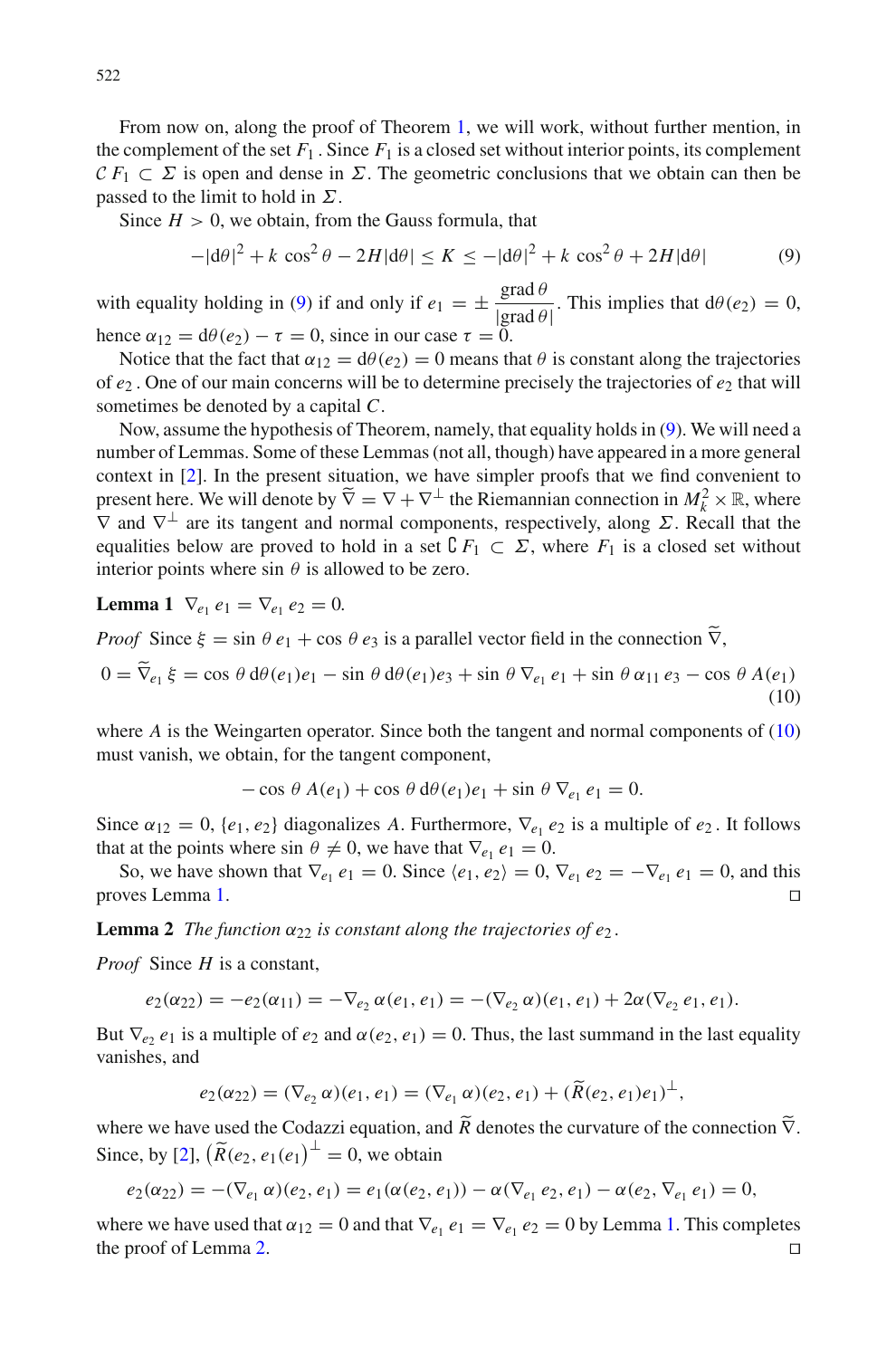From now on, along the proof of Theorem 1, we will work, without further mention, in the complement of the set $F_1$. Since $F_1$ is a closed set without interior points, its complement $\mathcal{C} F_1 \subset \Sigma$ is open and dense in $\Sigma$. The geometric conclusions that we obtain can then be passed to the limit to hold in $\Sigma$.

Since $H > 0$, we obtain, from the Gauss formula, that

$$-|\mathrm{d}\theta|^2 + k\,\cos^2\theta - 2H|\mathrm{d}\theta| \leq K \leq -|\mathrm{d}\theta|^2 + k\,\cos^2\theta + 2H|\mathrm{d}\theta| \tag{9}$$

with equality holding in (9) if and only if $e_1 = \pm \dfrac{\operatorname{grad}\theta}{|\operatorname{grad}\theta|}$. This implies that $\mathrm{d}\theta(e_2) = 0$, hence $\alpha_{12} = \mathrm{d}\theta(e_2) - \tau = 0$, since in our case $\tau = 0$.

Notice that the fact that $\alpha_{12} = \mathrm{d}\theta(e_2) = 0$ means that $\theta$ is constant along the trajectories of $e_2$. One of our main concerns will be to determine precisely the trajectories of $e_2$ that will sometimes be denoted by a capital $C$.

Now, assume the hypothesis of Theorem, namely, that equality holds in (9). We will need a number of Lemmas. Some of these Lemmas (not all, though) have appeared in a more general context in [2]. In the present situation, we have simpler proofs that we find convenient to present here. We will denote by $\widetilde{\nabla} = \nabla + \nabla^{\perp}$ the Riemannian connection in $M_k^2 \times \mathbb{R}$, where $\nabla$ and $\nabla^{\perp}$ are its tangent and normal components, respectively, along $\Sigma$. Recall that the equalities below are proved to hold in a set $\complement F_1 \subset \Sigma$, where $F_1$ is a closed set without interior points where $\sin\theta$ is allowed to be zero.

**Lemma 1** $\nabla_{e_1} e_1 = \nabla_{e_1} e_2 = 0$.

*Proof* Since $\xi = \sin\theta\, e_1 + \cos\theta\, e_3$ is a parallel vector field in the connection $\widetilde{\nabla}$,

$$0 = \widetilde{\nabla}_{e_1} \xi = \cos\theta\, \mathrm{d}\theta(e_1) e_1 - \sin\theta\, \mathrm{d}\theta(e_1) e_3 + \sin\theta\, \nabla_{e_1} e_1 + \sin\theta\, \alpha_{11}\, e_3 - \cos\theta\, A(e_1) \tag{10}$$

where $A$ is the Weingarten operator. Since both the tangent and normal components of (10) must vanish, we obtain, for the tangent component,

$$-\cos\theta\, A(e_1) + \cos\theta\, \mathrm{d}\theta(e_1) e_1 + \sin\theta\, \nabla_{e_1} e_1 = 0.$$

Since $\alpha_{12} = 0$, $\{e_1, e_2\}$ diagonalizes $A$. Furthermore, $\nabla_{e_1} e_2$ is a multiple of $e_2$. It follows that at the points where $\sin\theta \neq 0$, we have that $\nabla_{e_1} e_1 = 0$.

So, we have shown that $\nabla_{e_1} e_1 = 0$. Since $\langle e_1, e_2 \rangle = 0$, $\nabla_{e_1} e_2 = -\nabla_{e_1} e_1 = 0$, and this proves Lemma 1. □

**Lemma 2** *The function $\alpha_{22}$ is constant along the trajectories of $e_2$.*

*Proof* Since $H$ is a constant,

$$e_2(\alpha_{22}) = -e_2(\alpha_{11}) = -\nabla_{e_2} \alpha(e_1, e_1) = -(\nabla_{e_2} \alpha)(e_1, e_1) + 2\alpha(\nabla_{e_2} e_1, e_1).$$

But $\nabla_{e_2} e_1$ is a multiple of $e_2$ and $\alpha(e_2, e_1) = 0$. Thus, the last summand in the last equality vanishes, and

$$e_2(\alpha_{22}) = (\nabla_{e_2} \alpha)(e_1, e_1) = (\nabla_{e_1} \alpha)(e_2, e_1) + (\widetilde{R}(e_2, e_1) e_1)^{\perp},$$

where we have used the Codazzi equation, and $\widetilde{R}$ denotes the curvature of the connection $\widetilde{\nabla}$. Since, by [2], $\left(\widetilde{R}(e_2, e_1(e_1)\right)^{\perp} = 0$, we obtain

$$e_2(\alpha_{22}) = -(\nabla_{e_1} \alpha)(e_2, e_1) = e_1(\alpha(e_2, e_1)) - \alpha(\nabla_{e_1} e_2, e_1) - \alpha(e_2, \nabla_{e_1} e_1) = 0,$$

where we have used that $\alpha_{12} = 0$ and that $\nabla_{e_1} e_1 = \nabla_{e_1} e_2 = 0$ by Lemma 1. This completes the proof of Lemma 2. □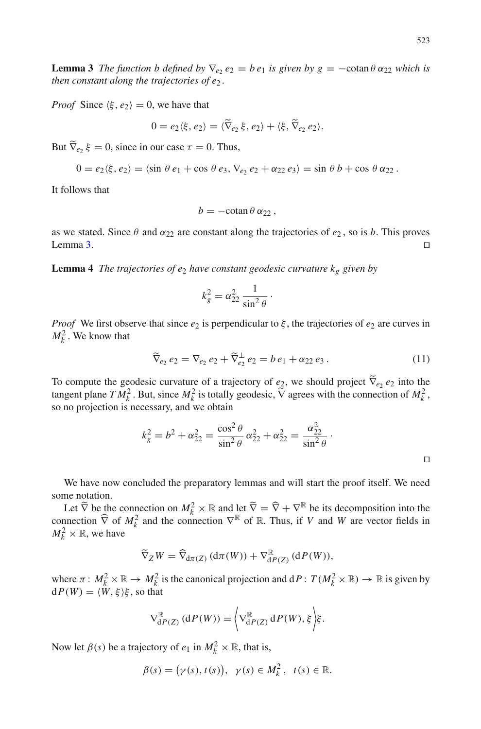**Lemma 3** *The function b defined by $\nabla_{e_2} e_2 = b\, e_1$ is given by $g = -\text{cotan}\,\theta\,\alpha_{22}$ which is then constant along the trajectories of $e_2$.*

*Proof* Since $\langle \xi, e_2 \rangle = 0$, we have that

$$0 = e_2 \langle \xi, e_2 \rangle = \langle \widetilde{\nabla}_{e_2}\, \xi, e_2 \rangle + \langle \xi, \widetilde{\nabla}_{e_2}\, e_2 \rangle.$$

But $\widetilde{\nabla}_{e_2}\, \xi = 0$, since in our case $\tau = 0$. Thus,

$$0 = e_2 \langle \xi, e_2 \rangle = \langle \sin\,\theta\, e_1 + \cos\,\theta\, e_3, \nabla_{e_2}\, e_2 + \alpha_{22}\, e_3 \rangle = \sin\,\theta\, b + \cos\,\theta\,\alpha_{22}\,.$$

It follows that

$$b = -\text{cotan}\,\theta\,\alpha_{22}\,,$$

as we stated. Since $\theta$ and $\alpha_{22}$ are constant along the trajectories of $e_2$, so is $b$. This proves Lemma 3. $\square$

**Lemma 4** *The trajectories of $e_2$ have constant geodesic curvature $k_g$ given by*

$$k_g^2 = \alpha_{22}^2\, \frac{1}{\sin^2\theta}\,\cdot$$

*Proof* We first observe that since $e_2$ is perpendicular to $\xi$, the trajectories of $e_2$ are curves in $M_k^2$. We know that

$$\widetilde{\nabla}_{e_2}\, e_2 = \nabla_{e_2}\, e_2 + \widetilde{\nabla}_{e_2}^{\perp}\, e_2 = b\, e_1 + \alpha_{22}\, e_3\,. \tag{11}$$

To compute the geodesic curvature of a trajectory of $e_2$, we should project $\widetilde{\nabla}_{e_2}\, e_2$ into the tangent plane $T M_k^2$. But, since $M_k^2$ is totally geodesic, $\widetilde{\nabla}$ agrees with the connection of $M_k^2$, so no projection is necessary, and we obtain

$$k_g^2 = b^2 + \alpha_{22}^2 = \frac{\cos^2\theta}{\sin^2\theta}\,\alpha_{22}^2 + \alpha_{22}^2 = \frac{\alpha_{22}^2}{\sin^2\theta}\,\cdot$$

$\square$

We have now concluded the preparatory lemmas and will start the proof itself. We need some notation.

Let $\widetilde{\nabla}$ be the connection on $M_k^2 \times \mathbb{R}$ and let $\widetilde{\nabla} = \widehat{\nabla} + \nabla^{\mathbb{R}}$ be its decomposition into the connection $\widehat{\nabla}$ of $M_k^2$ and the connection $\nabla^{\mathbb{R}}$ of $\mathbb{R}$. Thus, if $V$ and $W$ are vector fields in $M_k^2 \times \mathbb{R}$, we have

$$\widetilde{\nabla}_Z W = \widehat{\nabla}_{\mathrm{d}\pi(Z)}\,(\mathrm{d}\pi(W)) + \nabla^{\mathbb{R}}_{\mathrm{d}P(Z)}\,(\mathrm{d}P(W)),$$

where $\pi\colon M_k^2 \times \mathbb{R} \to M_k^2$ is the canonical projection and $\mathrm{d}P\colon T(M_k^2 \times \mathbb{R}) \to \mathbb{R}$ is given by $\mathrm{d}P(W) = \langle W, \xi \rangle \xi$, so that

$$\nabla^{\mathbb{R}}_{\mathrm{d}P(Z)}\,(\mathrm{d}P(W)) = \left\langle \nabla^{\mathbb{R}}_{\mathrm{d}P(Z)}\, \mathrm{d}P(W), \xi \right\rangle \xi.$$

Now let $\beta(s)$ be a trajectory of $e_1$ in $M_k^2 \times \mathbb{R}$, that is,

$$\beta(s) = \big(\gamma(s), t(s)\big), \;\; \gamma(s) \in M_k^2\,, \;\; t(s) \in \mathbb{R}.$$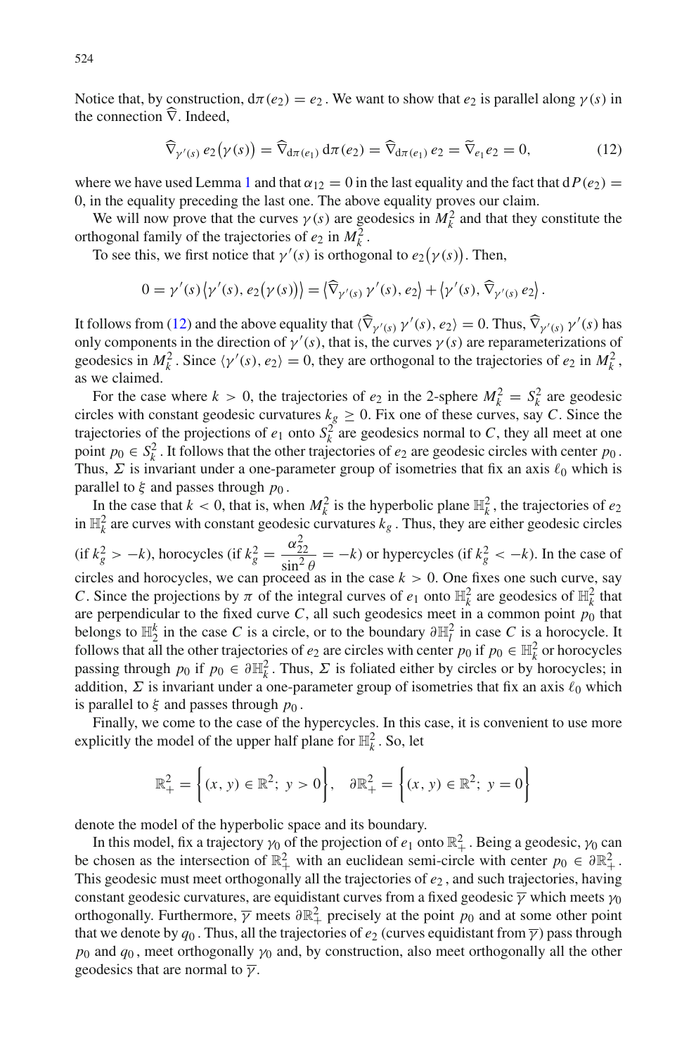Notice that, by construction, $\mathrm{d}\pi(e_2) = e_2$. We want to show that $e_2$ is parallel along $\gamma(s)$ in the connection $\widehat{\nabla}$. Indeed,

$$\widehat{\nabla}_{\gamma'(s)}\, e_2\big(\gamma(s)\big) = \widehat{\nabla}_{\mathrm{d}\pi(e_1)}\, \mathrm{d}\pi(e_2) = \widehat{\nabla}_{\mathrm{d}\pi(e_1)}\, e_2 = \widetilde{\nabla}_{e_1} e_2 = 0, \tag{12}$$

where we have used Lemma 1 and that $\alpha_{12} = 0$ in the last equality and the fact that $\mathrm{d}P(e_2) = 0$, in the equality preceding the last one. The above equality proves our claim.

We will now prove that the curves $\gamma(s)$ are geodesics in $M_k^2$ and that they constitute the orthogonal family of the trajectories of $e_2$ in $M_k^2$.

To see this, we first notice that $\gamma'(s)$ is orthogonal to $e_2\big(\gamma(s)\big)$. Then,

$$0 = \gamma'(s)\big\langle \gamma'(s), e_2\big(\gamma(s)\big)\big\rangle = \big\langle \widehat{\nabla}_{\gamma'(s)}\, \gamma'(s), e_2 \big\rangle + \big\langle \gamma'(s), \widehat{\nabla}_{\gamma'(s)}\, e_2 \big\rangle .$$

It follows from (12) and the above equality that $\langle \widehat{\nabla}_{\gamma'(s)}\, \gamma'(s), e_2 \rangle = 0$. Thus, $\widehat{\nabla}_{\gamma'(s)}\, \gamma'(s)$ has only components in the direction of $\gamma'(s)$, that is, the curves $\gamma(s)$ are reparameterizations of geodesics in $M_k^2$. Since $\langle \gamma'(s), e_2 \rangle = 0$, they are orthogonal to the trajectories of $e_2$ in $M_k^2$, as we claimed.

For the case where $k > 0$, the trajectories of $e_2$ in the 2-sphere $M_k^2 = S_k^2$ are geodesic circles with constant geodesic curvatures $k_g \geq 0$. Fix one of these curves, say $C$. Since the trajectories of the projections of $e_1$ onto $S_k^2$ are geodesics normal to $C$, they all meet at one point $p_0 \in S_k^2$. It follows that the other trajectories of $e_2$ are geodesic circles with center $p_0$. Thus, $\Sigma$ is invariant under a one-parameter group of isometries that fix an axis $\ell_0$ which is parallel to $\xi$ and passes through $p_0$.

In the case that $k < 0$, that is, when $M_k^2$ is the hyperbolic plane $\mathbb{H}_k^2$, the trajectories of $e_2$ in $\mathbb{H}_k^2$ are curves with constant geodesic curvatures $k_g$. Thus, they are either geodesic circles (if $k_g^2 > -k$), horocycles (if $k_g^2 = \dfrac{\alpha_{22}^2}{\sin^2\theta} = -k$) or hypercycles (if $k_g^2 < -k$). In the case of circles and horocycles, we can proceed as in the case $k > 0$. One fixes one such curve, say $C$. Since the projections by $\pi$ of the integral curves of $e_1$ onto $\mathbb{H}_k^2$ are geodesics of $\mathbb{H}_k^2$ that are perpendicular to the fixed curve $C$, all such geodesics meet in a common point $p_0$ that belongs to $\mathbb{H}_2^k$ in the case $C$ is a circle, or to the boundary $\partial\mathbb{H}_l^2$ in case $C$ is a horocycle. It follows that all the other trajectories of $e_2$ are circles with center $p_0$ if $p_0 \in \mathbb{H}_k^2$ or horocycles passing through $p_0$ if $p_0 \in \partial\mathbb{H}_k^2$. Thus, $\Sigma$ is foliated either by circles or by horocycles; in addition, $\Sigma$ is invariant under a one-parameter group of isometries that fix an axis $\ell_0$ which is parallel to $\xi$ and passes through $p_0$.

Finally, we come to the case of the hypercycles. In this case, it is convenient to use more explicitly the model of the upper half plane for $\mathbb{H}_k^2$. So, let

$$\mathbb{R}_+^2 = \Big\{(x, y) \in \mathbb{R}^2;\ y > 0\Big\}, \quad \partial\mathbb{R}_+^2 = \Big\{(x, y) \in \mathbb{R}^2;\ y = 0\Big\}$$

denote the model of the hyperbolic space and its boundary.

In this model, fix a trajectory $\gamma_0$ of the projection of $e_1$ onto $\mathbb{R}_+^2$. Being a geodesic, $\gamma_0$ can be chosen as the intersection of $\mathbb{R}_+^2$ with an euclidean semi-circle with center $p_0 \in \partial\mathbb{R}_+^2$. This geodesic must meet orthogonally all the trajectories of $e_2$, and such trajectories, having constant geodesic curvatures, are equidistant curves from a fixed geodesic $\overline{\gamma}$ which meets $\gamma_0$ orthogonally. Furthermore, $\overline{\gamma}$ meets $\partial\mathbb{R}_+^2$ precisely at the point $p_0$ and at some other point that we denote by $q_0$. Thus, all the trajectories of $e_2$ (curves equidistant from $\overline{\gamma}$) pass through $p_0$ and $q_0$, meet orthogonally $\gamma_0$ and, by construction, also meet orthogonally all the other geodesics that are normal to $\overline{\gamma}$.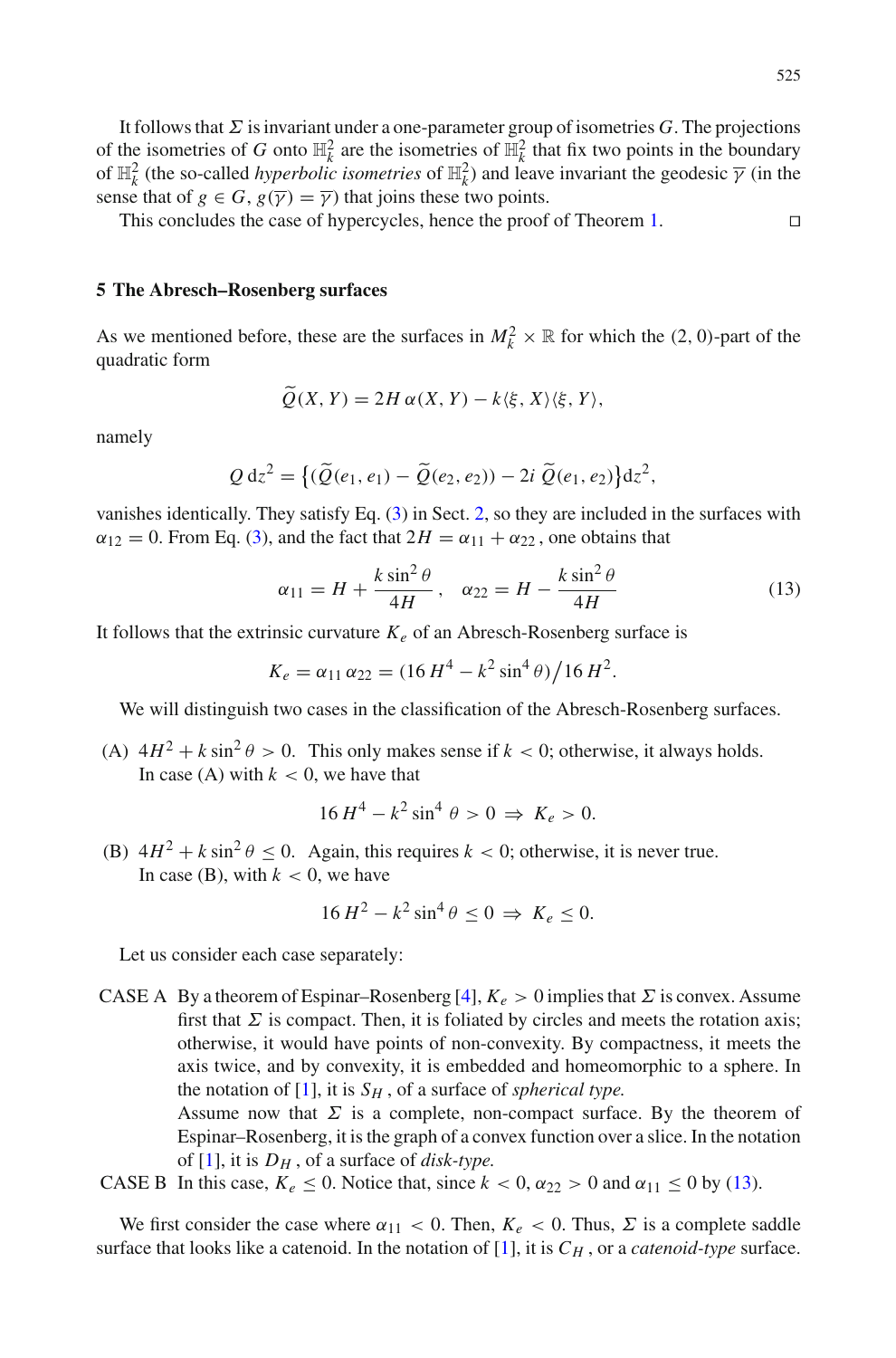It follows that $\Sigma$ is invariant under a one-parameter group of isometries $G$. The projections of the isometries of $G$ onto $\mathbb{H}^2_k$ are the isometries of $\mathbb{H}^2_k$ that fix two points in the boundary of $\mathbb{H}^2_k$ (the so-called *hyperbolic isometries* of $\mathbb{H}^2_k$) and leave invariant the geodesic $\overline{\gamma}$ (in the sense that of $g \in G$, $g(\overline{\gamma}) = \overline{\gamma}$) that joins these two points.

This concludes the case of hypercycles, hence the proof of Theorem 1. □

## 5 The Abresch–Rosenberg surfaces

As we mentioned before, these are the surfaces in $M^2_k \times \mathbb{R}$ for which the (2, 0)-part of the quadratic form

$$\widetilde{Q}(X, Y) = 2H\,\alpha(X, Y) - k\langle \xi, X\rangle\langle \xi, Y\rangle,$$

namely

$$Q\,\mathrm{d}z^2 = \left\{(\widetilde{Q}(e_1, e_1) - \widetilde{Q}(e_2, e_2)) - 2i\,\widetilde{Q}(e_1, e_2)\right\}\mathrm{d}z^2,$$

vanishes identically. They satisfy Eq. (3) in Sect. 2, so they are included in the surfaces with $\alpha_{12} = 0$. From Eq. (3), and the fact that $2H = \alpha_{11} + \alpha_{22}$, one obtains that

$$\alpha_{11} = H + \frac{k \sin^2\theta}{4H}, \quad \alpha_{22} = H - \frac{k \sin^2\theta}{4H} \tag{13}$$

It follows that the extrinsic curvature $K_e$ of an Abresch-Rosenberg surface is

$$K_e = \alpha_{11}\,\alpha_{22} = (16\,H^4 - k^2 \sin^4\theta)\big/16\,H^2.$$

We will distinguish two cases in the classification of the Abresch-Rosenberg surfaces.

(A) $4H^2 + k\sin^2\theta > 0$. This only makes sense if $k < 0$; otherwise, it always holds. In case (A) with $k < 0$, we have that

$$16\,H^4 - k^2 \sin^4\,\theta > 0 \;\Rightarrow\; K_e > 0.$$

(B) $4H^2 + k\sin^2\theta \leq 0$. Again, this requires $k < 0$; otherwise, it is never true. In case (B), with $k < 0$, we have

$$16\,H^2 - k^2 \sin^4\theta \leq 0 \;\Rightarrow\; K_e \leq 0.$$

Let us consider each case separately:

CASE A By a theorem of Espinar–Rosenberg [4], $K_e > 0$ implies that $\Sigma$ is convex. Assume first that $\Sigma$ is compact. Then, it is foliated by circles and meets the rotation axis; otherwise, it would have points of non-convexity. By compactness, it meets the axis twice, and by convexity, it is embedded and homeomorphic to a sphere. In the notation of [1], it is $S_H$, of a surface of *spherical type.*

Assume now that $\Sigma$ is a complete, non-compact surface. By the theorem of Espinar–Rosenberg, it is the graph of a convex function over a slice. In the notation of [1], it is $D_H$, of a surface of *disk-type.*

CASE B In this case, $K_e \leq 0$. Notice that, since $k < 0$, $\alpha_{22} > 0$ and $\alpha_{11} \leq 0$ by (13).

We first consider the case where $\alpha_{11} < 0$. Then, $K_e < 0$. Thus, $\Sigma$ is a complete saddle surface that looks like a catenoid. In the notation of [1], it is $C_H$, or a *catenoid-type* surface.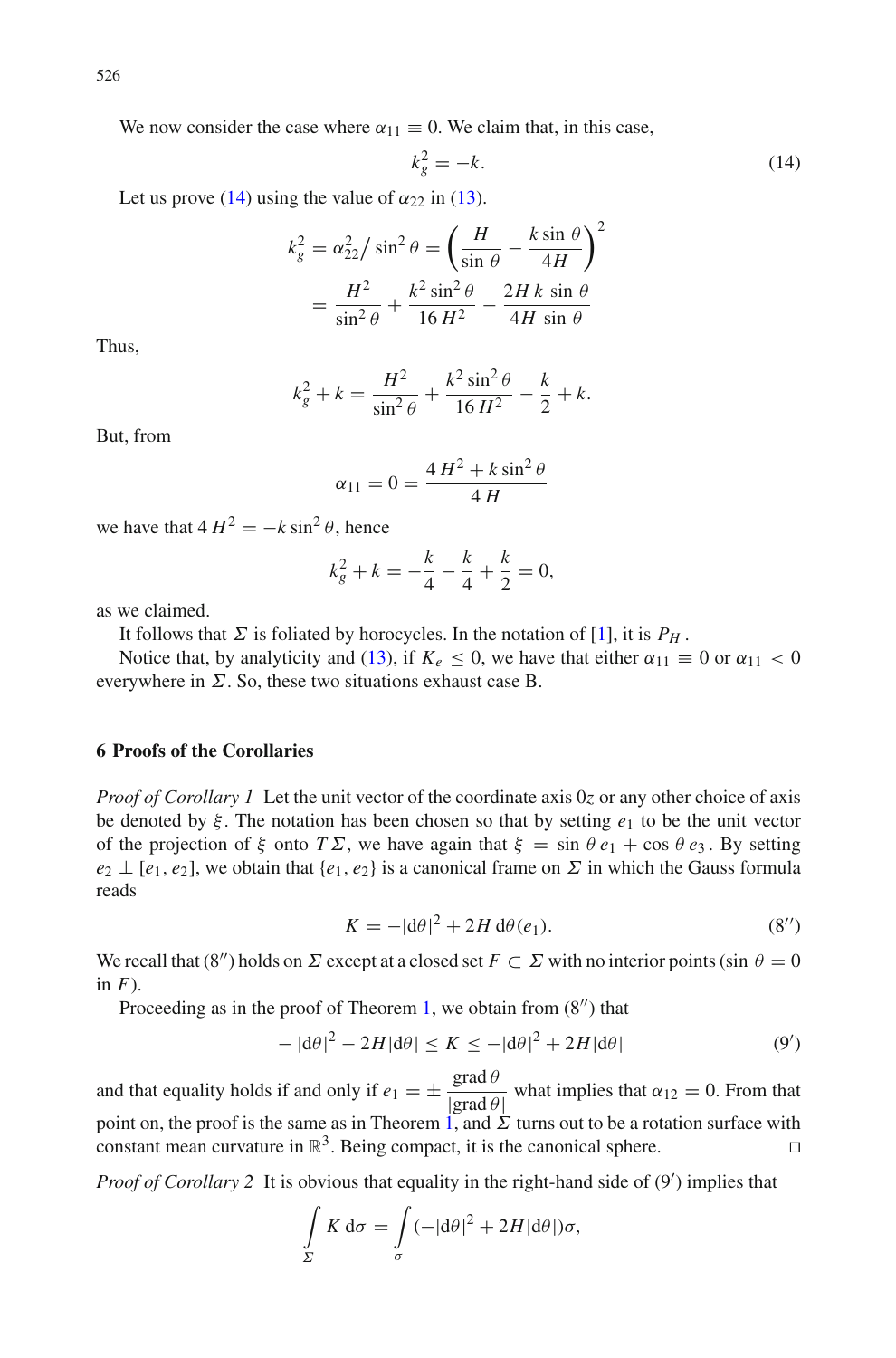We now consider the case where $\alpha_{11} \equiv 0$. We claim that, in this case,

$$k_g^2 = -k. \tag{14}$$

Let us prove (14) using the value of $\alpha_{22}$ in (13).

$$\begin{aligned} k_g^2 = \alpha_{22}^2 / \sin^2\theta &= \left(\frac{H}{\sin\theta} - \frac{k \sin\theta}{4H}\right)^2 \\ &= \frac{H^2}{\sin^2\theta} + \frac{k^2 \sin^2\theta}{16\,H^2} - \frac{2H\,k\,\sin\theta}{4H\,\sin\theta} \end{aligned}$$

Thus,

$$k_g^2 + k = \frac{H^2}{\sin^2\theta} + \frac{k^2\sin^2\theta}{16\,H^2} - \frac{k}{2} + k.$$

But, from

$$\alpha_{11} = 0 = \frac{4\,H^2 + k\sin^2\theta}{4\,H}$$

we have that $4\,H^2 = -k\sin^2\theta$, hence

$$k_g^2 + k = -\frac{k}{4} - \frac{k}{4} + \frac{k}{2} = 0,$$

as we claimed.

It follows that $\Sigma$ is foliated by horocycles. In the notation of [1], it is $P_H$.

Notice that, by analyticity and (13), if $K_e \le 0$, we have that either $\alpha_{11} \equiv 0$ or $\alpha_{11} < 0$ everywhere in $\Sigma$. So, these two situations exhaust case B.

## 6 Proofs of the Corollaries

*Proof of Corollary 1* Let the unit vector of the coordinate axis $0z$ or any other choice of axis be denoted by $\xi$. The notation has been chosen so that by setting $e_1$ to be the unit vector of the projection of $\xi$ onto $T\Sigma$, we have again that $\xi = \sin\theta\, e_1 + \cos\theta\, e_3$. By setting $e_2 \perp [e_1, e_2]$, we obtain that $\{e_1, e_2\}$ is a canonical frame on $\Sigma$ in which the Gauss formula reads

$$K = -|\mathrm{d}\theta|^2 + 2H\,\mathrm{d}\theta(e_1). \tag{8''}$$

We recall that (8″) holds on $\Sigma$ except at a closed set $F \subset \Sigma$ with no interior points ($\sin\theta = 0$ in $F$).

Proceeding as in the proof of Theorem 1, we obtain from (8″) that

$$-|\mathrm{d}\theta|^2 - 2H|\mathrm{d}\theta| \le K \le -|\mathrm{d}\theta|^2 + 2H|\mathrm{d}\theta| \tag{9'}$$

and that equality holds if and only if $e_1 = \pm\dfrac{\operatorname{grad}\theta}{|\operatorname{grad}\theta|}$ what implies that $\alpha_{12} = 0$. From that point on, the proof is the same as in Theorem 1, and $\Sigma$ turns out to be a rotation surface with constant mean curvature in $\mathbb{R}^3$. Being compact, it is the canonical sphere. □

*Proof of Corollary 2* It is obvious that equality in the right-hand side of (9′) implies that

$$\int_{\Sigma} K\,\mathrm{d}\sigma = \int_{\sigma} (-|\mathrm{d}\theta|^2 + 2H|\mathrm{d}\theta|)\sigma,$$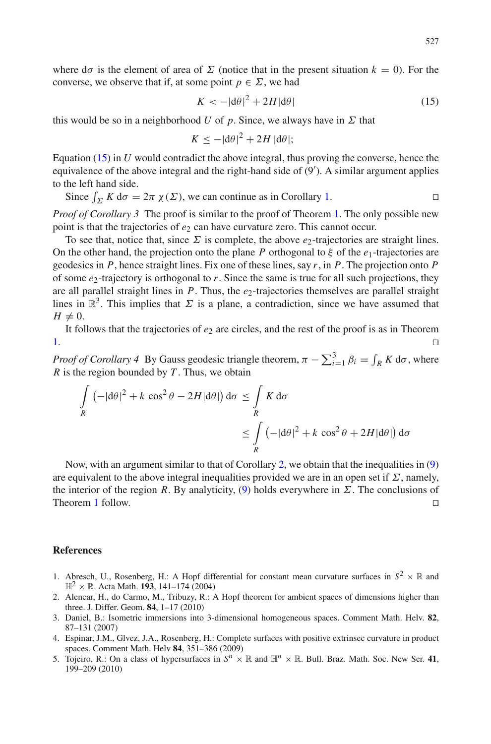where $\mathrm{d}\sigma$ is the element of area of $\Sigma$ (notice that in the present situation $k = 0$). For the converse, we observe that if, at some point $p \in \Sigma$, we had

$$K < -|\mathrm{d}\theta|^2 + 2H|\mathrm{d}\theta| \tag{15}$$

this would be so in a neighborhood $U$ of $p$. Since, we always have in $\Sigma$ that

$$K \leq -|\mathrm{d}\theta|^2 + 2H\,|\mathrm{d}\theta|;$$

Equation (15) in $U$ would contradict the above integral, thus proving the converse, hence the equivalence of the above integral and the right-hand side of (9′). A similar argument applies to the left hand side.

Since $\int_\Sigma K\,\mathrm{d}\sigma = 2\pi\,\chi(\Sigma)$, we can continue as in Corollary 1. □

*Proof of Corollary 3* The proof is similar to the proof of Theorem 1. The only possible new point is that the trajectories of $e_2$ can have curvature zero. This cannot occur.

To see that, notice that, since $\Sigma$ is complete, the above $e_2$-trajectories are straight lines. On the other hand, the projection onto the plane $P$ orthogonal to $\xi$ of the $e_1$-trajectories are geodesics in $P$, hence straight lines. Fix one of these lines, say $r$, in $P$. The projection onto $P$ of some $e_2$-trajectory is orthogonal to $r$. Since the same is true for all such projections, they are all parallel straight lines in $P$. Thus, the $e_2$-trajectories themselves are parallel straight lines in $\mathbb{R}^3$. This implies that $\Sigma$ is a plane, a contradiction, since we have assumed that $H \neq 0$.

It follows that the trajectories of $e_2$ are circles, and the rest of the proof is as in Theorem 1. □

*Proof of Corollary 4* By Gauss geodesic triangle theorem, $\pi - \sum_{i=1}^{3} \beta_i = \int_R K\,\mathrm{d}\sigma$, where $R$ is the region bounded by $T$. Thus, we obtain

$$\int_R \left(-|\mathrm{d}\theta|^2 + k\,\cos^2\theta - 2H|\mathrm{d}\theta|\right)\mathrm{d}\sigma \leq \int_R K\,\mathrm{d}\sigma \leq \int_R \left(-|\mathrm{d}\theta|^2 + k\,\cos^2\theta + 2H|\mathrm{d}\theta|\right)\mathrm{d}\sigma$$

Now, with an argument similar to that of Corollary 2, we obtain that the inequalities in (9) are equivalent to the above integral inequalities provided we are in an open set if $\Sigma$, namely, the interior of the region $R$. By analyticity, (9) holds everywhere in $\Sigma$. The conclusions of Theorem 1 follow. □

## References

1. Abresch, U., Rosenberg, H.: A Hopf differential for constant mean curvature surfaces in $S^2 \times \mathbb{R}$ and $\mathbb{H}^2 \times \mathbb{R}$. Acta Math. **193**, 141–174 (2004)
2. Alencar, H., do Carmo, M., Tribuzy, R.: A Hopf theorem for ambient spaces of dimensions higher than three. J. Differ. Geom. **84**, 1–17 (2010)
3. Daniel, B.: Isometric immersions into 3-dimensional homogeneous spaces. Comment Math. Helv. **82**, 87–131 (2007)
4. Espinar, J.M., Glvez, J.A., Rosenberg, H.: Complete surfaces with positive extrinsec curvature in product spaces. Comment Math. Helv **84**, 351–386 (2009)
5. Tojeiro, R.: On a class of hypersurfaces in $S^n \times \mathbb{R}$ and $\mathbb{H}^n \times \mathbb{R}$. Bull. Braz. Math. Soc. New Ser. **41**, 199–209 (2010)